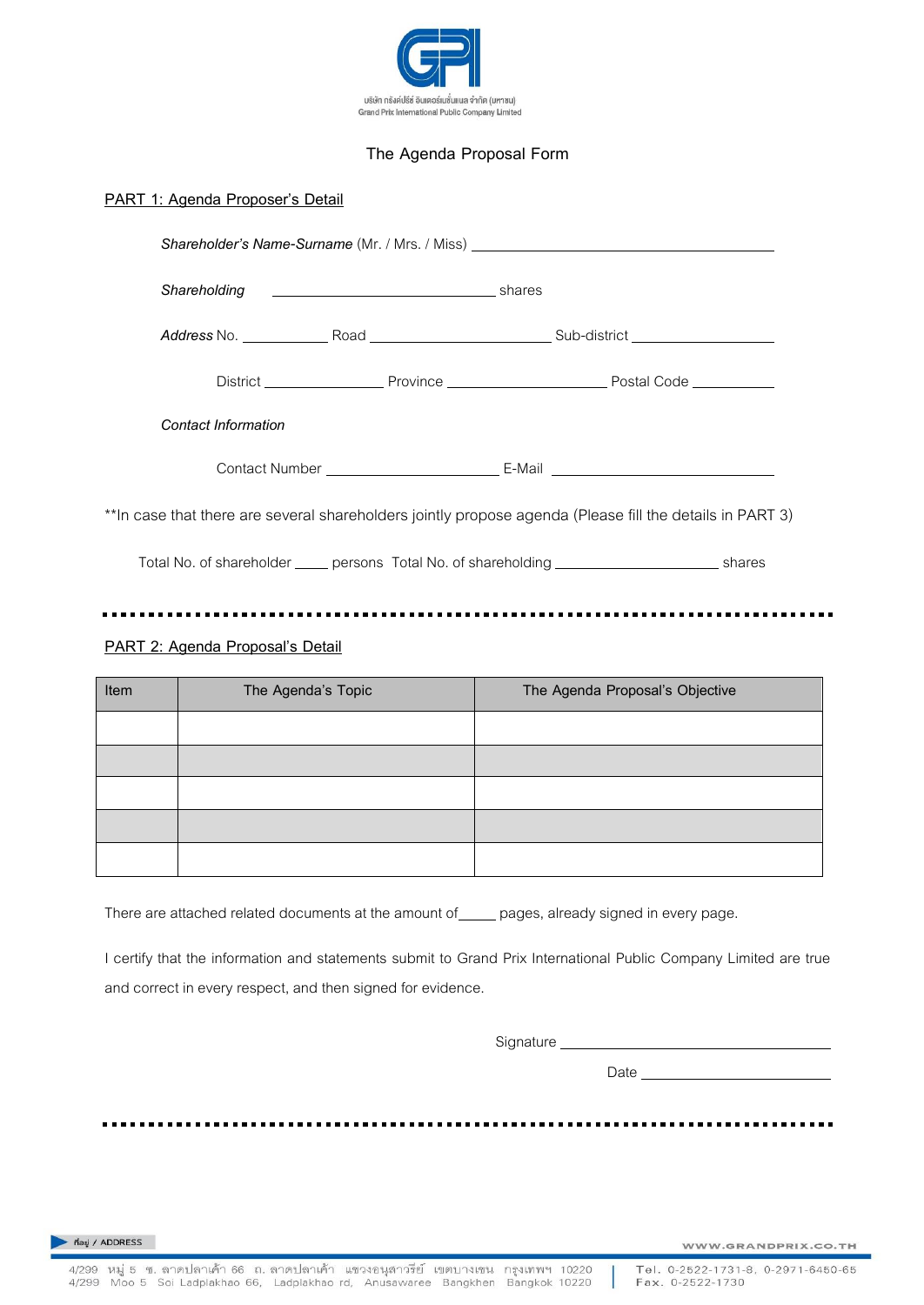บริษัท กรังด์ปรีซ์ อินเตอร์เนชั่นแนล จำกัด (มหาชน)
Grand Prix International Public Company Limited

# The Agenda Proposal Form

## PART 1: Agenda Proposer's Detail

*Shareholder's Name-Surname* (Mr. / Mrs. / Miss) ______________________________

*Shareholding* ______________________ shares

*Address* No. __________ Road ____________________ Sub-district ________________

District ______________ Province __________________ Postal Code __________

*Contact Information*

Contact Number ____________________ E-Mail ______________________

**In case that there are several shareholders jointly propose agenda (Please fill the details in PART 3)

Total No. of shareholder ____ persons Total No. of shareholding __________________ shares

---

## PART 2: Agenda Proposal's Detail

| Item | The Agenda's Topic | The Agenda Proposal's Objective |
|---|---|---|
| | | |
| | | |
| | | |
| | | |
| | | |

There are attached related documents at the amount of_____ pages, already signed in every page.

I certify that the information and statements submit to Grand Prix International Public Company Limited are true and correct in every respect, and then signed for evidence.

Signature ______________________________

Date __________________________

---

ที่อยู่ / ADDRESS

4/299 หมู่ 5 ซ. ลาดปลาเค้า 66 ถ. ลาดปลาเค้า แขวงอนุสาวรีย์ เขตบางเขน กรุงเทพฯ 10220
4/299 Moo 5 Soi Ladplakhao 66, Ladplakhao rd, Anusawaree Bangkhen Bangkok 10220

Tel. 0-2522-1731-8, 0-2971-6450-65
Fax. 0-2522-1730

WWW.GRANDPRIX.CO.TH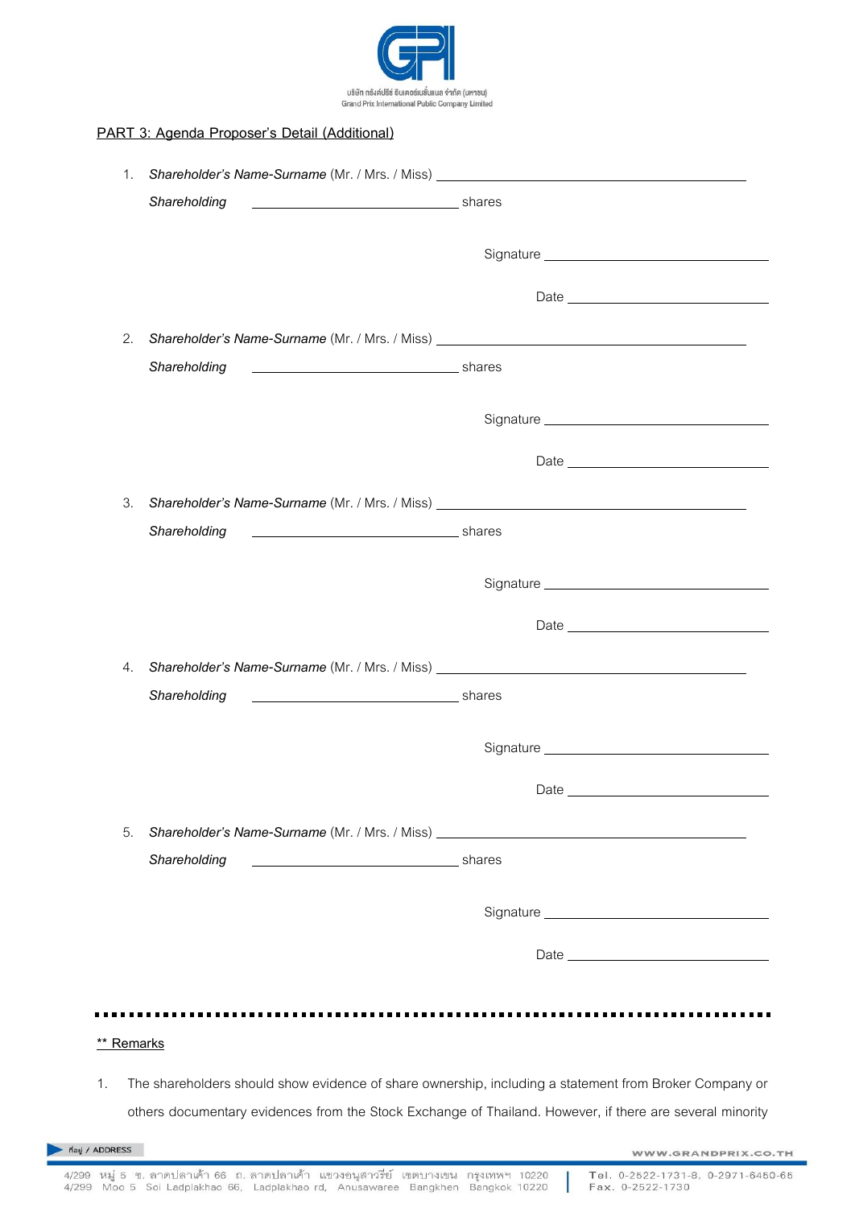## PART 3: Agenda Proposer's Detail (Additional)

1. *Shareholder's Name-Surname* (Mr. / Mrs. / Miss) ______________________________

   *Shareholding* ______________________ shares

   Signature ______________________

   Date ______________________

2. *Shareholder's Name-Surname* (Mr. / Mrs. / Miss) ______________________________

   *Shareholding* ______________________ shares

   Signature ______________________

   Date ______________________

3. *Shareholder's Name-Surname* (Mr. / Mrs. / Miss) ______________________________

   *Shareholding* ______________________ shares

   Signature ______________________

   Date ______________________

4. *Shareholder's Name-Surname* (Mr. / Mrs. / Miss) ______________________________

   *Shareholding* ______________________ shares

   Signature ______________________

   Date ______________________

5. *Shareholder's Name-Surname* (Mr. / Mrs. / Miss) ______________________________

   *Shareholding* ______________________ shares

   Signature ______________________

   Date ______________________

---

** Remarks

1. The shareholders should show evidence of share ownership, including a statement from Broker Company or others documentary evidences from the Stock Exchange of Thailand. However, if there are several minority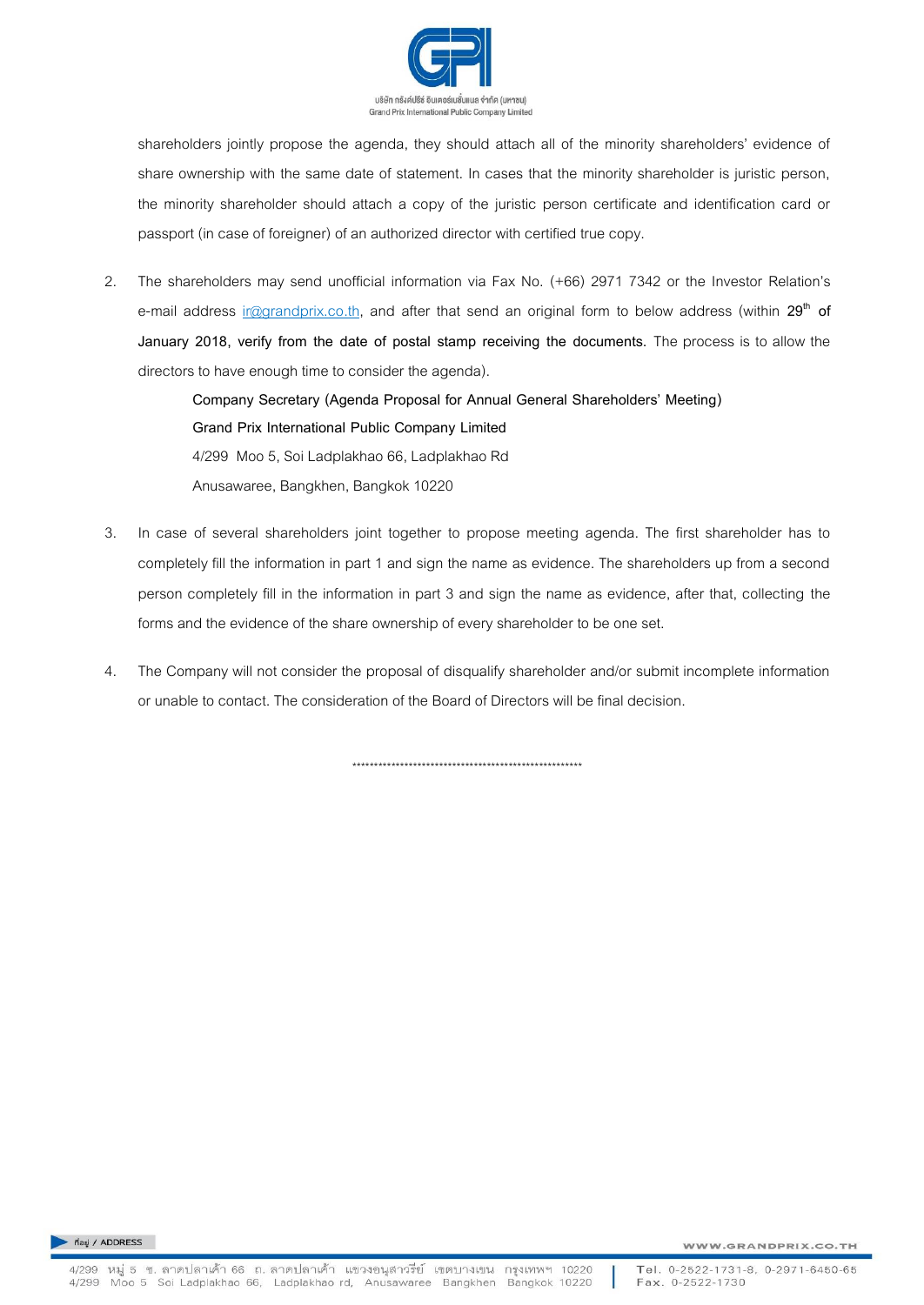shareholders jointly propose the agenda, they should attach all of the minority shareholders' evidence of share ownership with the same date of statement. In cases that the minority shareholder is juristic person, the minority shareholder should attach a copy of the juristic person certificate and identification card or passport (in case of foreigner) of an authorized director with certified true copy.

2. The shareholders may send unofficial information via Fax No. (+66) 2971 7342 or the Investor Relation's e-mail address ir@grandprix.co.th, and after that send an original form to below address (within **29th of January 2018, verify from the date of postal stamp receiving the documents.** The process is to allow the directors to have enough time to consider the agenda).

   **Company Secretary (Agenda Proposal for Annual General Shareholders' Meeting)**
   **Grand Prix International Public Company Limited**
   4/299 Moo 5, Soi Ladplakhao 66, Ladplakhao Rd
   Anusawaree, Bangkhen, Bangkok 10220

3. In case of several shareholders joint together to propose meeting agenda. The first shareholder has to completely fill the information in part 1 and sign the name as evidence. The shareholders up from a second person completely fill in the information in part 3 and sign the name as evidence, after that, collecting the forms and the evidence of the share ownership of every shareholder to be one set.

4. The Company will not consider the proposal of disqualify shareholder and/or submit incomplete information or unable to contact. The consideration of the Board of Directors will be final decision.

*******************************************************